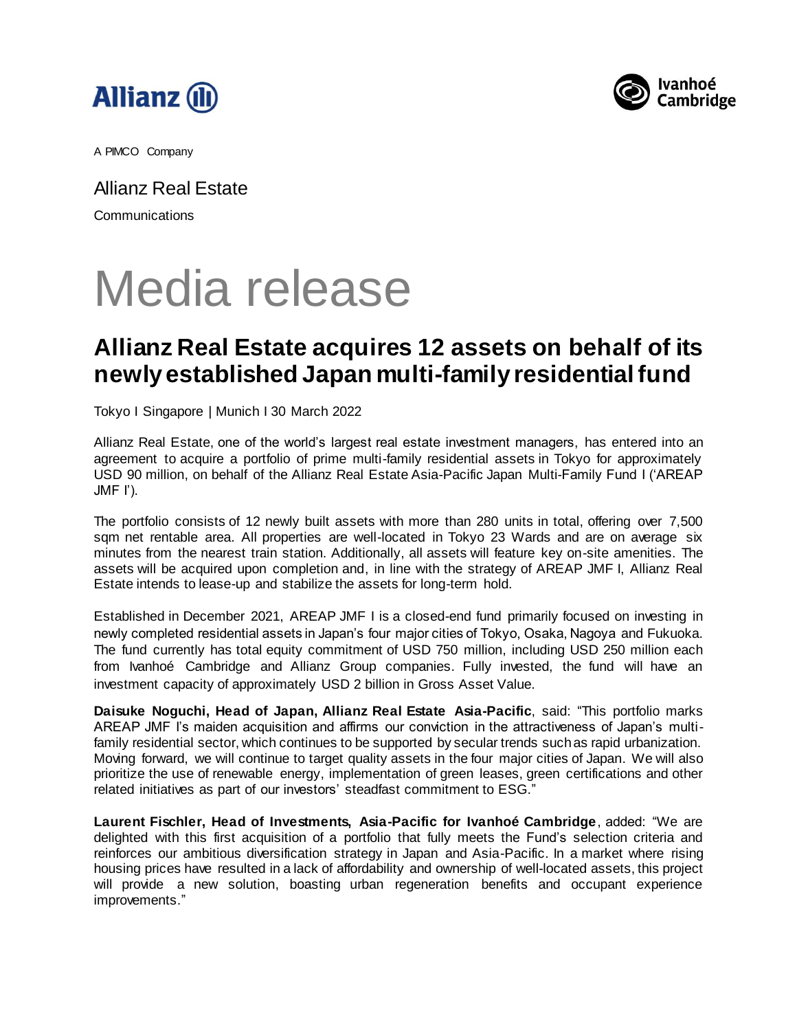A PIMCO Company

Allianz Real Estate

Communications

# Media release

## Allianz Real Estate acquires 12 assets on behalf of its newly established Japan multi-family residential fund

Tokyo I Singapore | Munich I 30 March 2022

Allianz Real Estate, one of the world's largest real estate investment managers, has entered into an agreement to acquire a portfolio of prime multi-family residential assets in Tokyo for approximately USD 90 million, on behalf of the Allianz Real Estate Asia-Pacific Japan Multi-Family Fund I ('AREAP JMF I').

The portfolio consists of 12 newly built assets with more than 280 units in total, offering over 7,500 sqm net rentable area. All properties are well-located in Tokyo 23 Wards and are on average six minutes from the nearest train station. Additionally, all assets will feature key on-site amenities. The assets will be acquired upon completion and, in line with the strategy of AREAP JMF I, Allianz Real Estate intends to lease-up and stabilize the assets for long-term hold.

Established in December 2021, AREAP JMF I is a closed-end fund primarily focused on investing in newly completed residential assets in Japan's four major cities of Tokyo, Osaka, Nagoya and Fukuoka. The fund currently has total equity commitment of USD 750 million, including USD 250 million each from Ivanhoé Cambridge and Allianz Group companies. Fully invested, the fund will have an investment capacity of approximately USD 2 billion in Gross Asset Value.

**Daisuke Noguchi, Head of Japan, Allianz Real Estate Asia-Pacific**, said: "This portfolio marks AREAP JMF I's maiden acquisition and affirms our conviction in the attractiveness of Japan's multi-family residential sector, which continues to be supported by secular trends such as rapid urbanization. Moving forward, we will continue to target quality assets in the four major cities of Japan. We will also prioritize the use of renewable energy, implementation of green leases, green certifications and other related initiatives as part of our investors' steadfast commitment to ESG."

**Laurent Fischler, Head of Investments, Asia-Pacific for Ivanhoé Cambridge**, added: "We are delighted with this first acquisition of a portfolio that fully meets the Fund's selection criteria and reinforces our ambitious diversification strategy in Japan and Asia-Pacific. In a market where rising housing prices have resulted in a lack of affordability and ownership of well-located assets, this project will provide a new solution, boasting urban regeneration benefits and occupant experience improvements."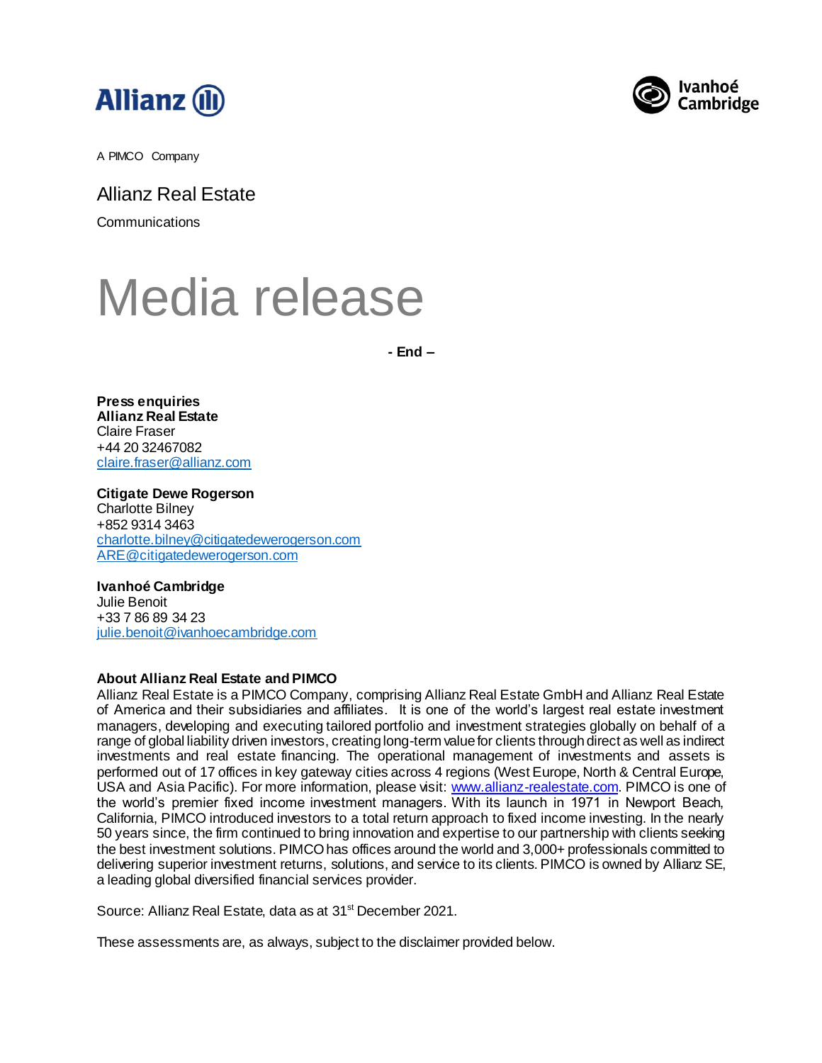A PIMCO Company

Allianz Real Estate

Communications

# Media release

**- End –**

**Press enquiries**
**Allianz Real Estate**
Claire Fraser
+44 20 32467082
[claire.fraser@allianz.com](mailto:claire.fraser@allianz.com)

**Citigate Dewe Rogerson**
Charlotte Bilney
+852 9314 3463
[charlotte.bilney@citigatedewerogerson.com](mailto:charlotte.bilney@citigatedewerogerson.com)
[ARE@citigatedewerogerson.com](mailto:ARE@citigatedewerogerson.com)

**Ivanhoé Cambridge**
Julie Benoit
+33 7 86 89 34 23
[julie.benoit@ivanhoecambridge.com](mailto:julie.benoit@ivanhoecambridge.com)

**About Allianz Real Estate and PIMCO**
Allianz Real Estate is a PIMCO Company, comprising Allianz Real Estate GmbH and Allianz Real Estate of America and their subsidiaries and affiliates. It is one of the world's largest real estate investment managers, developing and executing tailored portfolio and investment strategies globally on behalf of a range of global liability driven investors, creating long-term value for clients through direct as well as indirect investments and real estate financing. The operational management of investments and assets is performed out of 17 offices in key gateway cities across 4 regions (West Europe, North & Central Europe, USA and Asia Pacific). For more information, please visit: [www.allianz-realestate.com](http://www.allianz-realestate.com). PIMCO is one of the world's premier fixed income investment managers. With its launch in 1971 in Newport Beach, California, PIMCO introduced investors to a total return approach to fixed income investing. In the nearly 50 years since, the firm continued to bring innovation and expertise to our partnership with clients seeking the best investment solutions. PIMCO has offices around the world and 3,000+ professionals committed to delivering superior investment returns, solutions, and service to its clients. PIMCO is owned by Allianz SE, a leading global diversified financial services provider.

Source: Allianz Real Estate, data as at 31st December 2021.

These assessments are, as always, subject to the disclaimer provided below.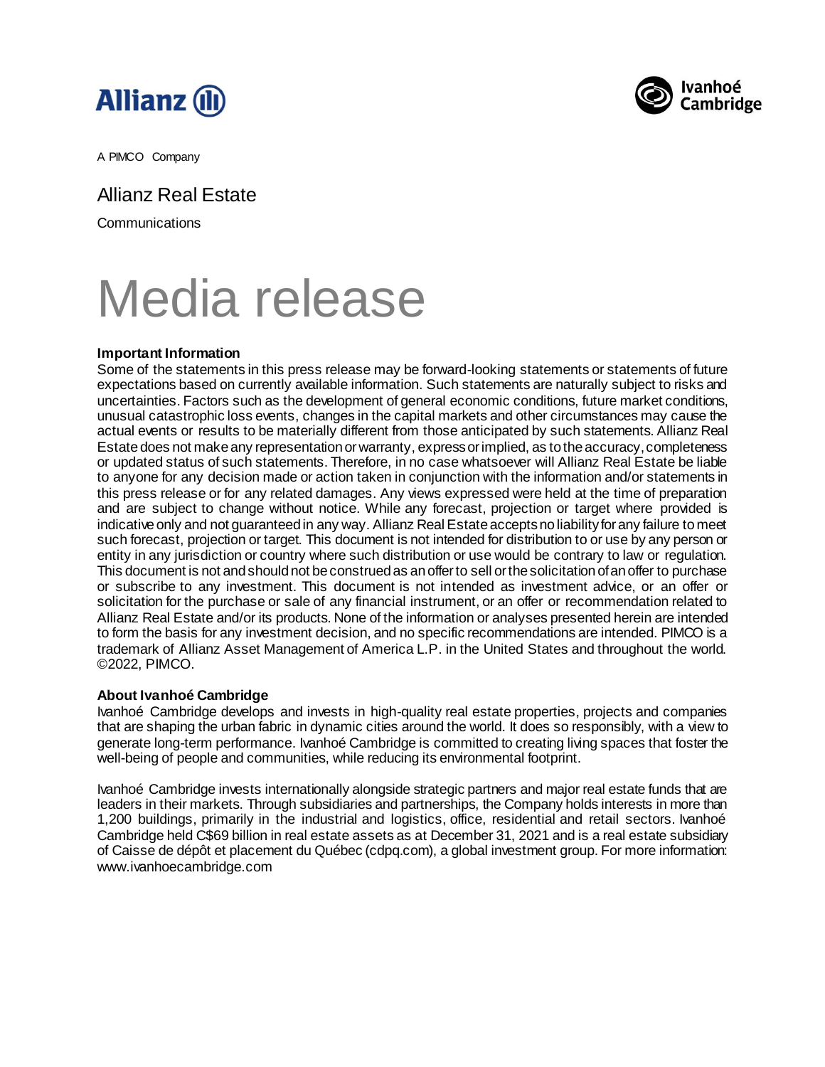A PIMCO Company

Allianz Real Estate

Communications

# Media release

**Important Information**

Some of the statements in this press release may be forward-looking statements or statements of future expectations based on currently available information. Such statements are naturally subject to risks and uncertainties. Factors such as the development of general economic conditions, future market conditions, unusual catastrophic loss events, changes in the capital markets and other circumstances may cause the actual events or results to be materially different from those anticipated by such statements. Allianz Real Estate does not make any representation or warranty, express or implied, as to the accuracy, completeness or updated status of such statements. Therefore, in no case whatsoever will Allianz Real Estate be liable to anyone for any decision made or action taken in conjunction with the information and/or statements in this press release or for any related damages. Any views expressed were held at the time of preparation and are subject to change without notice. While any forecast, projection or target where provided is indicative only and not guaranteed in any way. Allianz Real Estate accepts no liability for any failure to meet such forecast, projection or target. This document is not intended for distribution to or use by any person or entity in any jurisdiction or country where such distribution or use would be contrary to law or regulation. This document is not and should not be construed as an offer to sell or the solicitation of an offer to purchase or subscribe to any investment. This document is not intended as investment advice, or an offer or solicitation for the purchase or sale of any financial instrument, or an offer or recommendation related to Allianz Real Estate and/or its products. None of the information or analyses presented herein are intended to form the basis for any investment decision, and no specific recommendations are intended. PIMCO is a trademark of Allianz Asset Management of America L.P. in the United States and throughout the world. ©2022, PIMCO.

**About Ivanhoé Cambridge**

Ivanhoé Cambridge develops and invests in high-quality real estate properties, projects and companies that are shaping the urban fabric in dynamic cities around the world. It does so responsibly, with a view to generate long-term performance. Ivanhoé Cambridge is committed to creating living spaces that foster the well-being of people and communities, while reducing its environmental footprint.

Ivanhoé Cambridge invests internationally alongside strategic partners and major real estate funds that are leaders in their markets. Through subsidiaries and partnerships, the Company holds interests in more than 1,200 buildings, primarily in the industrial and logistics, office, residential and retail sectors. Ivanhoé Cambridge held C$69 billion in real estate assets as at December 31, 2021 and is a real estate subsidiary of Caisse de dépôt et placement du Québec (cdpq.com), a global investment group. For more information: www.ivanhoecambridge.com